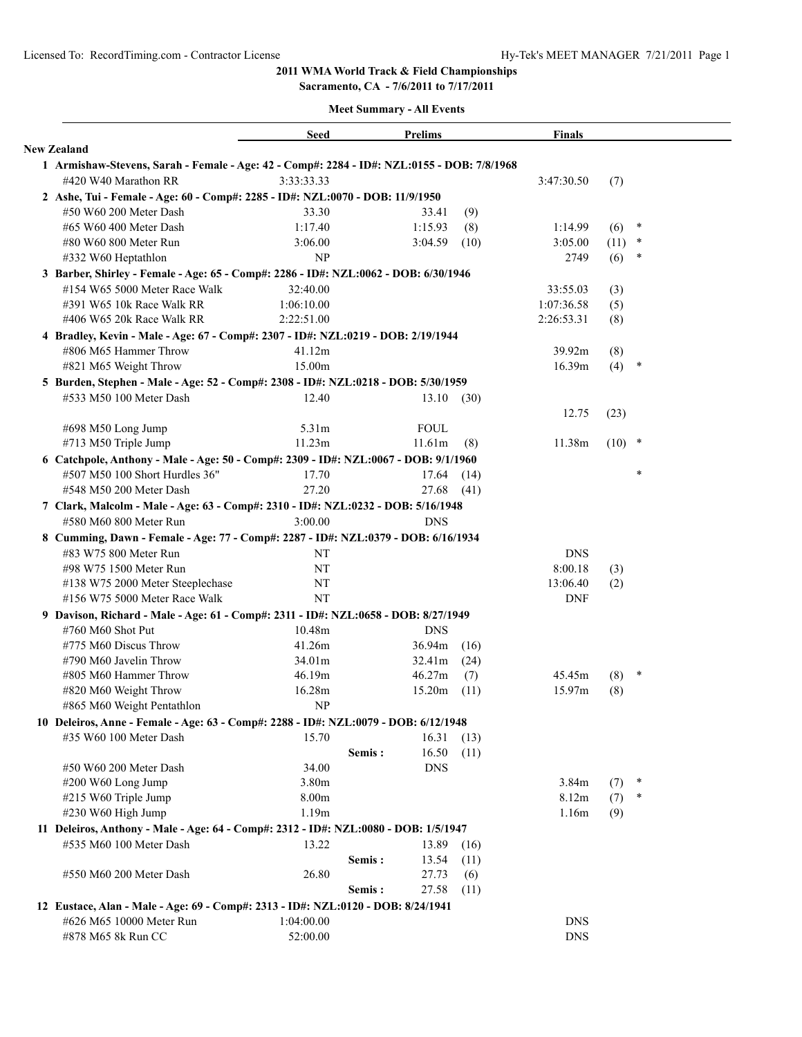**2011 WMA World Track & Field Championships**

**Sacramento, CA - 7/6/2011 to 7/17/2011**

**Meet Summary - All Events**

| | Seed | Prelims | | | Finals | | |
|---|---|---|---|---|---|---|---|
| **New Zealand** | | | | | | | |
| **1 Armishaw-Stevens, Sarah - Female - Age: 42 - Comp#: 2284 - ID#: NZL:0155 - DOB: 7/8/1968** | | | | | | | |
| #420 W40 Marathon RR | 3:33:33.33 | | | | 3:47:30.50 | (7) | |
| **2 Ashe, Tui - Female - Age: 60 - Comp#: 2285 - ID#: NZL:0070 - DOB: 11/9/1950** | | | | | | | |
| #50 W60 200 Meter Dash | 33.30 | | 33.41 | (9) | | | |
| #65 W60 400 Meter Dash | 1:17.40 | | 1:15.93 | (8) | 1:14.99 | (6) | * |
| #80 W60 800 Meter Run | 3:06.00 | | 3:04.59 | (10) | 3:05.00 | (11) | * |
| #332 W60 Heptathlon | NP | | | | 2749 | (6) | * |
| **3 Barber, Shirley - Female - Age: 65 - Comp#: 2286 - ID#: NZL:0062 - DOB: 6/30/1946** | | | | | | | |
| #154 W65 5000 Meter Race Walk | 32:40.00 | | | | 33:55.03 | (3) | |
| #391 W65 10k Race Walk RR | 1:06:10.00 | | | | 1:07:36.58 | (5) | |
| #406 W65 20k Race Walk RR | 2:22:51.00 | | | | 2:26:53.31 | (8) | |
| **4 Bradley, Kevin - Male - Age: 67 - Comp#: 2307 - ID#: NZL:0219 - DOB: 2/19/1944** | | | | | | | |
| #806 M65 Hammer Throw | 41.12m | | | | 39.92m | (8) | |
| #821 M65 Weight Throw | 15.00m | | | | 16.39m | (4) | * |
| **5 Burden, Stephen - Male - Age: 52 - Comp#: 2308 - ID#: NZL:0218 - DOB: 5/30/1959** | | | | | | | |
| #533 M50 100 Meter Dash | 12.40 | | 13.10 | (30) | | | |
| | | | | | 12.75 | (23) | |
| #698 M50 Long Jump | 5.31m | | FOUL | | | | |
| #713 M50 Triple Jump | 11.23m | | 11.61m | (8) | 11.38m | (10) | * |
| **6 Catchpole, Anthony - Male - Age: 50 - Comp#: 2309 - ID#: NZL:0067 - DOB: 9/1/1960** | | | | | | | |
| #507 M50 100 Short Hurdles 36" | 17.70 | | 17.64 | (14) | | | * |
| #548 M50 200 Meter Dash | 27.20 | | 27.68 | (41) | | | |
| **7 Clark, Malcolm - Male - Age: 63 - Comp#: 2310 - ID#: NZL:0232 - DOB: 5/16/1948** | | | | | | | |
| #580 M60 800 Meter Run | 3:00.00 | | DNS | | | | |
| **8 Cumming, Dawn - Female - Age: 77 - Comp#: 2287 - ID#: NZL:0379 - DOB: 6/16/1934** | | | | | | | |
| #83 W75 800 Meter Run | NT | | | | DNS | | |
| #98 W75 1500 Meter Run | NT | | | | 8:00.18 | (3) | |
| #138 W75 2000 Meter Steeplechase | NT | | | | 13:06.40 | (2) | |
| #156 W75 5000 Meter Race Walk | NT | | | | DNF | | |
| **9 Davison, Richard - Male - Age: 61 - Comp#: 2311 - ID#: NZL:0658 - DOB: 8/27/1949** | | | | | | | |
| #760 M60 Shot Put | 10.48m | | DNS | | | | |
| #775 M60 Discus Throw | 41.26m | | 36.94m | (16) | | | |
| #790 M60 Javelin Throw | 34.01m | | 32.41m | (24) | | | |
| #805 M60 Hammer Throw | 46.19m | | 46.27m | (7) | 45.45m | (8) | * |
| #820 M60 Weight Throw | 16.28m | | 15.20m | (11) | 15.97m | (8) | |
| #865 M60 Weight Pentathlon | NP | | | | | | |
| **10 Deleiros, Anne - Female - Age: 63 - Comp#: 2288 - ID#: NZL:0079 - DOB: 6/12/1948** | | | | | | | |
| #35 W60 100 Meter Dash | 15.70 | | 16.31 | (13) | | | |
| | | Semis : | 16.50 | (11) | | | |
| #50 W60 200 Meter Dash | 34.00 | | DNS | | | | |
| #200 W60 Long Jump | 3.80m | | | | 3.84m | (7) | * |
| #215 W60 Triple Jump | 8.00m | | | | 8.12m | (7) | * |
| #230 W60 High Jump | 1.19m | | | | 1.16m | (9) | |
| **11 Deleiros, Anthony - Male - Age: 64 - Comp#: 2312 - ID#: NZL:0080 - DOB: 1/5/1947** | | | | | | | |
| #535 M60 100 Meter Dash | 13.22 | | 13.89 | (16) | | | |
| | | Semis : | 13.54 | (11) | | | |
| #550 M60 200 Meter Dash | 26.80 | | 27.73 | (6) | | | |
| | | Semis : | 27.58 | (11) | | | |
| **12 Eustace, Alan - Male - Age: 69 - Comp#: 2313 - ID#: NZL:0120 - DOB: 8/24/1941** | | | | | | | |
| #626 M65 10000 Meter Run | 1:04:00.00 | | | | DNS | | |
| #878 M65 8k Run CC | 52:00.00 | | | | DNS | | |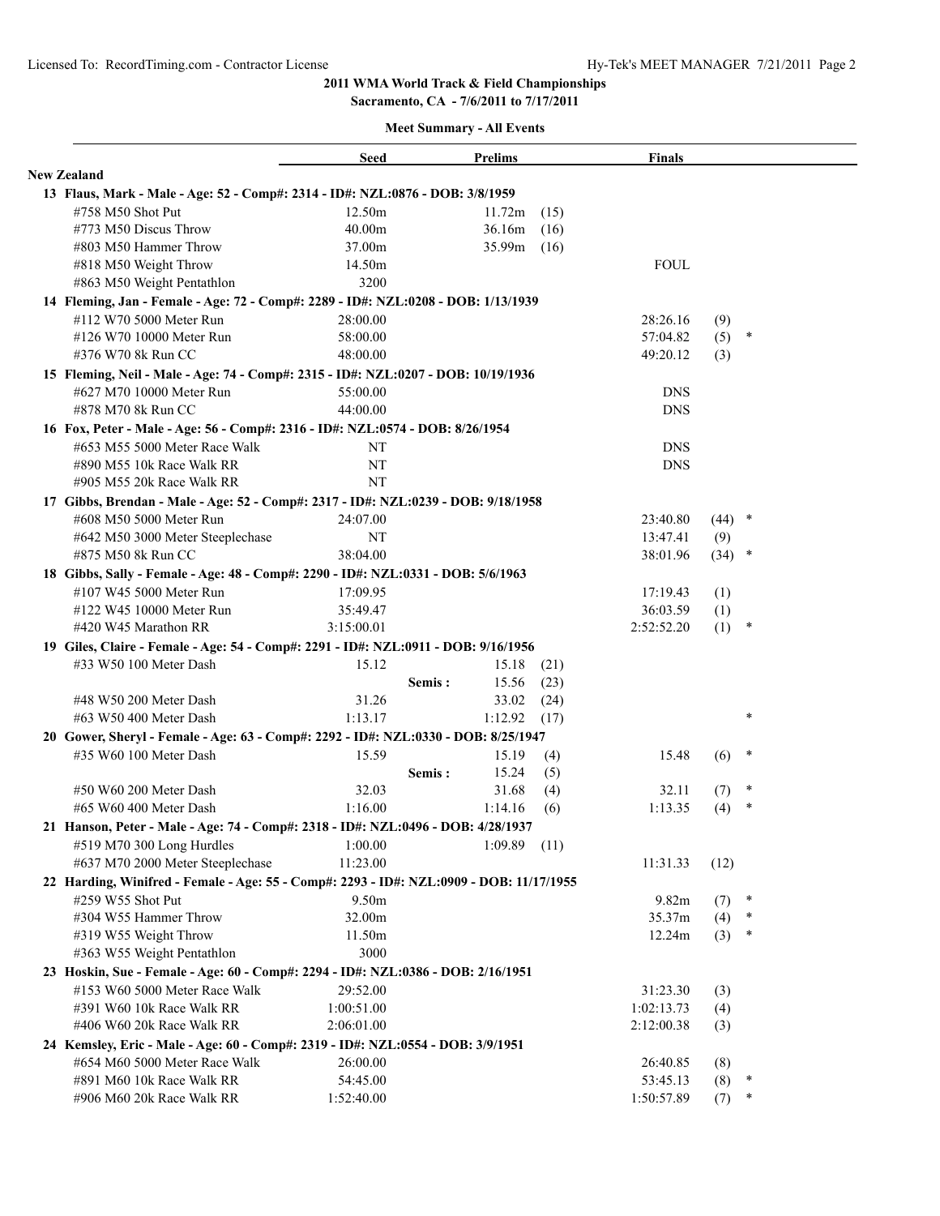# 2011 WMA World Track & Field Championships

**Sacramento, CA - 7/6/2011 to 7/17/2011**

**Meet Summary - All Events**

| | Seed | Prelims | | Finals | | |
|---|---|---|---|---|---|---|
| **New Zealand** | | | | | | |
| **13 Flaus, Mark - Male - Age: 52 - Comp#: 2314 - ID#: NZL:0876 - DOB: 3/8/1959** | | | | | | |
| #758 M50 Shot Put | 12.50m | 11.72m | (15) | | | |
| #773 M50 Discus Throw | 40.00m | 36.16m | (16) | | | |
| #803 M50 Hammer Throw | 37.00m | 35.99m | (16) | | | |
| #818 M50 Weight Throw | 14.50m | | | FOUL | | |
| #863 M50 Weight Pentathlon | 3200 | | | | | |
| **14 Fleming, Jan - Female - Age: 72 - Comp#: 2289 - ID#: NZL:0208 - DOB: 1/13/1939** | | | | | | |
| #112 W70 5000 Meter Run | 28:00.00 | | | 28:26.16 | (9) | |
| #126 W70 10000 Meter Run | 58:00.00 | | | 57:04.82 | (5) | * |
| #376 W70 8k Run CC | 48:00.00 | | | 49:20.12 | (3) | |
| **15 Fleming, Neil - Male - Age: 74 - Comp#: 2315 - ID#: NZL:0207 - DOB: 10/19/1936** | | | | | | |
| #627 M70 10000 Meter Run | 55:00.00 | | | DNS | | |
| #878 M70 8k Run CC | 44:00.00 | | | DNS | | |
| **16 Fox, Peter - Male - Age: 56 - Comp#: 2316 - ID#: NZL:0574 - DOB: 8/26/1954** | | | | | | |
| #653 M55 5000 Meter Race Walk | NT | | | DNS | | |
| #890 M55 10k Race Walk RR | NT | | | DNS | | |
| #905 M55 20k Race Walk RR | NT | | | | | |
| **17 Gibbs, Brendan - Male - Age: 52 - Comp#: 2317 - ID#: NZL:0239 - DOB: 9/18/1958** | | | | | | |
| #608 M50 5000 Meter Run | 24:07.00 | | | 23:40.80 | (44) | * |
| #642 M50 3000 Meter Steeplechase | NT | | | 13:47.41 | (9) | |
| #875 M50 8k Run CC | 38:04.00 | | | 38:01.96 | (34) | * |
| **18 Gibbs, Sally - Female - Age: 48 - Comp#: 2290 - ID#: NZL:0331 - DOB: 5/6/1963** | | | | | | |
| #107 W45 5000 Meter Run | 17:09.95 | | | 17:19.43 | (1) | |
| #122 W45 10000 Meter Run | 35:49.47 | | | 36:03.59 | (1) | |
| #420 W45 Marathon RR | 3:15:00.01 | | | 2:52:52.20 | (1) | * |
| **19 Giles, Claire - Female - Age: 54 - Comp#: 2291 - ID#: NZL:0911 - DOB: 9/16/1956** | | | | | | |
| #33 W50 100 Meter Dash | 15.12 | 15.18 | (21) | | | |
| | Semis : | 15.56 | (23) | | | |
| #48 W50 200 Meter Dash | 31.26 | 33.02 | (24) | | | |
| #63 W50 400 Meter Dash | 1:13.17 | 1:12.92 | (17) | | | * |
| **20 Gower, Sheryl - Female - Age: 63 - Comp#: 2292 - ID#: NZL:0330 - DOB: 8/25/1947** | | | | | | |
| #35 W60 100 Meter Dash | 15.59 | 15.19 | (4) | 15.48 | (6) | * |
| | Semis : | 15.24 | (5) | | | |
| #50 W60 200 Meter Dash | 32.03 | 31.68 | (4) | 32.11 | (7) | * |
| #65 W60 400 Meter Dash | 1:16.00 | 1:14.16 | (6) | 1:13.35 | (4) | * |
| **21 Hanson, Peter - Male - Age: 74 - Comp#: 2318 - ID#: NZL:0496 - DOB: 4/28/1937** | | | | | | |
| #519 M70 300 Long Hurdles | 1:00.00 | 1:09.89 | (11) | | | |
| #637 M70 2000 Meter Steeplechase | 11:23.00 | | | 11:31.33 | (12) | |
| **22 Harding, Winifred - Female - Age: 55 - Comp#: 2293 - ID#: NZL:0909 - DOB: 11/17/1955** | | | | | | |
| #259 W55 Shot Put | 9.50m | | | 9.82m | (7) | * |
| #304 W55 Hammer Throw | 32.00m | | | 35.37m | (4) | * |
| #319 W55 Weight Throw | 11.50m | | | 12.24m | (3) | * |
| #363 W55 Weight Pentathlon | 3000 | | | | | |
| **23 Hoskin, Sue - Female - Age: 60 - Comp#: 2294 - ID#: NZL:0386 - DOB: 2/16/1951** | | | | | | |
| #153 W60 5000 Meter Race Walk | 29:52.00 | | | 31:23.30 | (3) | |
| #391 W60 10k Race Walk RR | 1:00:51.00 | | | 1:02:13.73 | (4) | |
| #406 W60 20k Race Walk RR | 2:06:01.00 | | | 2:12:00.38 | (3) | |
| **24 Kemsley, Eric - Male - Age: 60 - Comp#: 2319 - ID#: NZL:0554 - DOB: 3/9/1951** | | | | | | |
| #654 M60 5000 Meter Race Walk | 26:00.00 | | | 26:40.85 | (8) | |
| #891 M60 10k Race Walk RR | 54:45.00 | | | 53:45.13 | (8) | * |
| #906 M60 20k Race Walk RR | 1:52:40.00 | | | 1:50:57.89 | (7) | * |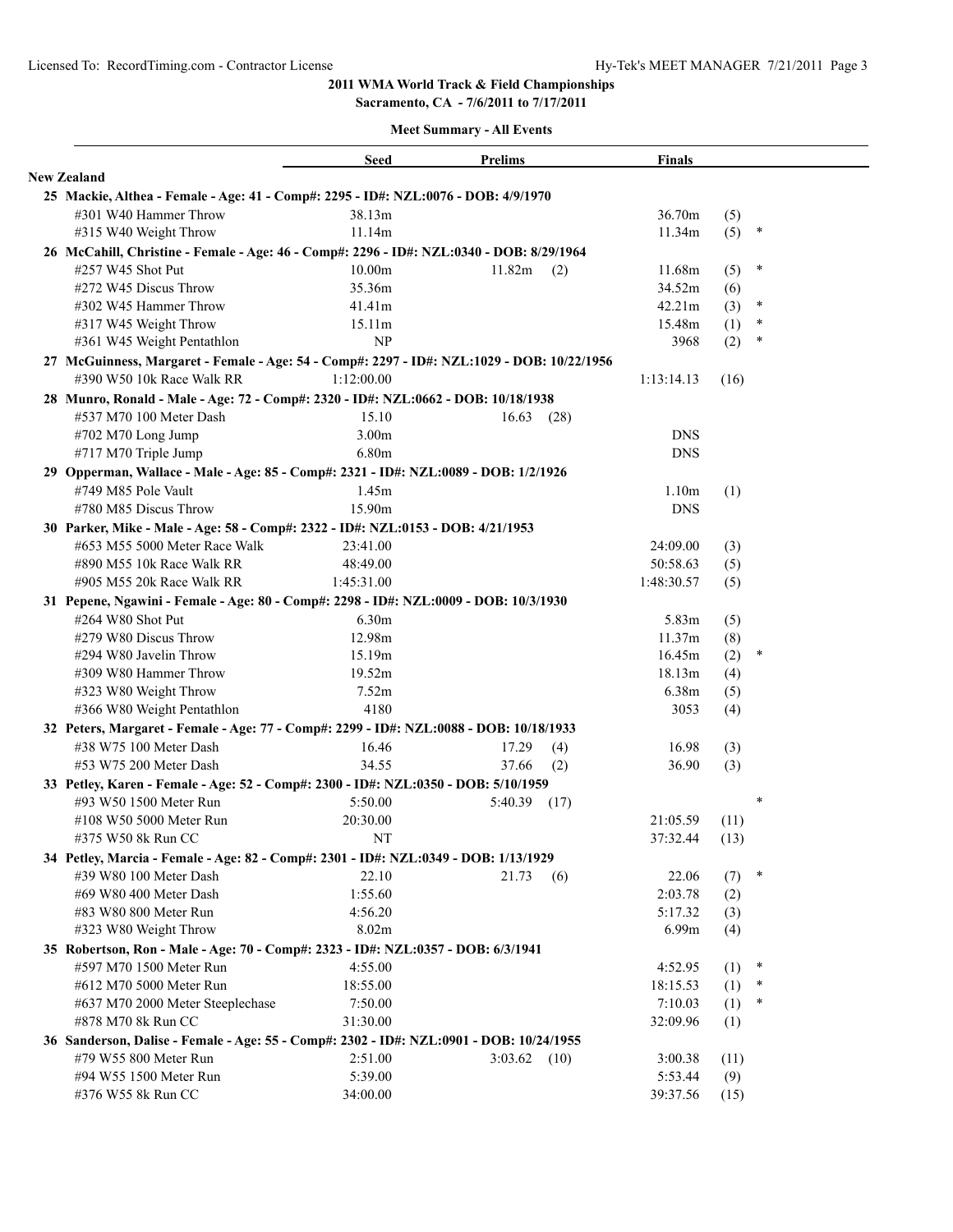**2011 WMA World Track & Field Championships**
**Sacramento, CA - 7/6/2011 to 7/17/2011**

**Meet Summary - All Events**

| | Seed | Prelims | | Finals | | |
|---|---|---|---|---|---|---|
| **New Zealand** | | | | | | |
| **25 Mackie, Althea - Female - Age: 41 - Comp#: 2295 - ID#: NZL:0076 - DOB: 4/9/1970** | | | | | | |
| #301 W40 Hammer Throw | 38.13m | | | 36.70m | (5) | |
| #315 W40 Weight Throw | 11.14m | | | 11.34m | (5) | * |
| **26 McCahill, Christine - Female - Age: 46 - Comp#: 2296 - ID#: NZL:0340 - DOB: 8/29/1964** | | | | | | |
| #257 W45 Shot Put | 10.00m | 11.82m | (2) | 11.68m | (5) | * |
| #272 W45 Discus Throw | 35.36m | | | 34.52m | (6) | |
| #302 W45 Hammer Throw | 41.41m | | | 42.21m | (3) | * |
| #317 W45 Weight Throw | 15.11m | | | 15.48m | (1) | * |
| #361 W45 Weight Pentathlon | NP | | | 3968 | (2) | * |
| **27 McGuinness, Margaret - Female - Age: 54 - Comp#: 2297 - ID#: NZL:1029 - DOB: 10/22/1956** | | | | | | |
| #390 W50 10k Race Walk RR | 1:12:00.00 | | | 1:13:14.13 | (16) | |
| **28 Munro, Ronald - Male - Age: 72 - Comp#: 2320 - ID#: NZL:0662 - DOB: 10/18/1938** | | | | | | |
| #537 M70 100 Meter Dash | 15.10 | 16.63 | (28) | | | |
| #702 M70 Long Jump | 3.00m | | | DNS | | |
| #717 M70 Triple Jump | 6.80m | | | DNS | | |
| **29 Opperman, Wallace - Male - Age: 85 - Comp#: 2321 - ID#: NZL:0089 - DOB: 1/2/1926** | | | | | | |
| #749 M85 Pole Vault | 1.45m | | | 1.10m | (1) | |
| #780 M85 Discus Throw | 15.90m | | | DNS | | |
| **30 Parker, Mike - Male - Age: 58 - Comp#: 2322 - ID#: NZL:0153 - DOB: 4/21/1953** | | | | | | |
| #653 M55 5000 Meter Race Walk | 23:41.00 | | | 24:09.00 | (3) | |
| #890 M55 10k Race Walk RR | 48:49.00 | | | 50:58.63 | (5) | |
| #905 M55 20k Race Walk RR | 1:45:31.00 | | | 1:48:30.57 | (5) | |
| **31 Pepene, Ngawini - Female - Age: 80 - Comp#: 2298 - ID#: NZL:0009 - DOB: 10/3/1930** | | | | | | |
| #264 W80 Shot Put | 6.30m | | | 5.83m | (5) | |
| #279 W80 Discus Throw | 12.98m | | | 11.37m | (8) | |
| #294 W80 Javelin Throw | 15.19m | | | 16.45m | (2) | * |
| #309 W80 Hammer Throw | 19.52m | | | 18.13m | (4) | |
| #323 W80 Weight Throw | 7.52m | | | 6.38m | (5) | |
| #366 W80 Weight Pentathlon | 4180 | | | 3053 | (4) | |
| **32 Peters, Margaret - Female - Age: 77 - Comp#: 2299 - ID#: NZL:0088 - DOB: 10/18/1933** | | | | | | |
| #38 W75 100 Meter Dash | 16.46 | 17.29 | (4) | 16.98 | (3) | |
| #53 W75 200 Meter Dash | 34.55 | 37.66 | (2) | 36.90 | (3) | |
| **33 Petley, Karen - Female - Age: 52 - Comp#: 2300 - ID#: NZL:0350 - DOB: 5/10/1959** | | | | | | |
| #93 W50 1500 Meter Run | 5:50.00 | 5:40.39 | (17) | | | * |
| #108 W50 5000 Meter Run | 20:30.00 | | | 21:05.59 | (11) | |
| #375 W50 8k Run CC | NT | | | 37:32.44 | (13) | |
| **34 Petley, Marcia - Female - Age: 82 - Comp#: 2301 - ID#: NZL:0349 - DOB: 1/13/1929** | | | | | | |
| #39 W80 100 Meter Dash | 22.10 | 21.73 | (6) | 22.06 | (7) | * |
| #69 W80 400 Meter Dash | 1:55.60 | | | 2:03.78 | (2) | |
| #83 W80 800 Meter Run | 4:56.20 | | | 5:17.32 | (3) | |
| #323 W80 Weight Throw | 8.02m | | | 6.99m | (4) | |
| **35 Robertson, Ron - Male - Age: 70 - Comp#: 2323 - ID#: NZL:0357 - DOB: 6/3/1941** | | | | | | |
| #597 M70 1500 Meter Run | 4:55.00 | | | 4:52.95 | (1) | * |
| #612 M70 5000 Meter Run | 18:55.00 | | | 18:15.53 | (1) | * |
| #637 M70 2000 Meter Steeplechase | 7:50.00 | | | 7:10.03 | (1) | * |
| #878 M70 8k Run CC | 31:30.00 | | | 32:09.96 | (1) | |
| **36 Sanderson, Dalise - Female - Age: 55 - Comp#: 2302 - ID#: NZL:0901 - DOB: 10/24/1955** | | | | | | |
| #79 W55 800 Meter Run | 2:51.00 | 3:03.62 | (10) | 3:00.38 | (11) | |
| #94 W55 1500 Meter Run | 5:39.00 | | | 5:53.44 | (9) | |
| #376 W55 8k Run CC | 34:00.00 | | | 39:37.56 | (15) | |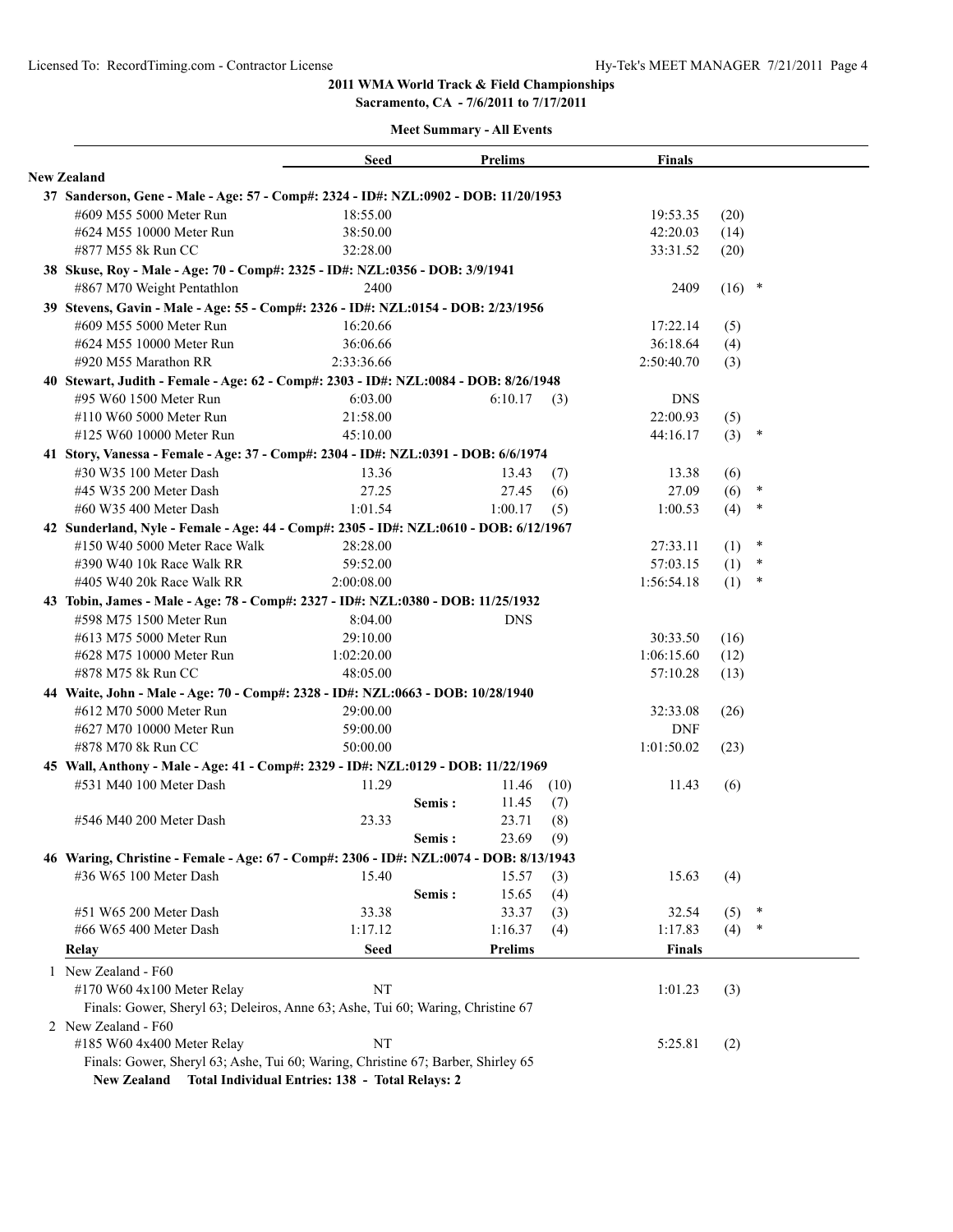**2011 WMA World Track & Field Championships**
**Sacramento, CA - 7/6/2011 to 7/17/2011**

**Meet Summary - All Events**

| | Seed | Prelims | | Finals | | |
|---|---|---|---|---|---|---|
| **New Zealand** | | | | | | |
| **37 Sanderson, Gene - Male - Age: 57 - Comp#: 2324 - ID#: NZL:0902 - DOB: 11/20/1953** | | | | | | |
| #609 M55 5000 Meter Run | 18:55.00 | | | 19:53.35 | (20) | |
| #624 M55 10000 Meter Run | 38:50.00 | | | 42:20.03 | (14) | |
| #877 M55 8k Run CC | 32:28.00 | | | 33:31.52 | (20) | |
| **38 Skuse, Roy - Male - Age: 70 - Comp#: 2325 - ID#: NZL:0356 - DOB: 3/9/1941** | | | | | | |
| #867 M70 Weight Pentathlon | 2400 | | | 2409 | (16) | * |
| **39 Stevens, Gavin - Male - Age: 55 - Comp#: 2326 - ID#: NZL:0154 - DOB: 2/23/1956** | | | | | | |
| #609 M55 5000 Meter Run | 16:20.66 | | | 17:22.14 | (5) | |
| #624 M55 10000 Meter Run | 36:06.66 | | | 36:18.64 | (4) | |
| #920 M55 Marathon RR | 2:33:36.66 | | | 2:50:40.70 | (3) | |
| **40 Stewart, Judith - Female - Age: 62 - Comp#: 2303 - ID#: NZL:0084 - DOB: 8/26/1948** | | | | | | |
| #95 W60 1500 Meter Run | 6:03.00 | 6:10.17 | (3) | DNS | | |
| #110 W60 5000 Meter Run | 21:58.00 | | | 22:00.93 | (5) | |
| #125 W60 10000 Meter Run | 45:10.00 | | | 44:16.17 | (3) | * |
| **41 Story, Vanessa - Female - Age: 37 - Comp#: 2304 - ID#: NZL:0391 - DOB: 6/6/1974** | | | | | | |
| #30 W35 100 Meter Dash | 13.36 | 13.43 | (7) | 13.38 | (6) | |
| #45 W35 200 Meter Dash | 27.25 | 27.45 | (6) | 27.09 | (6) | * |
| #60 W35 400 Meter Dash | 1:01.54 | 1:00.17 | (5) | 1:00.53 | (4) | * |
| **42 Sunderland, Nyle - Female - Age: 44 - Comp#: 2305 - ID#: NZL:0610 - DOB: 6/12/1967** | | | | | | |
| #150 W40 5000 Meter Race Walk | 28:28.00 | | | 27:33.11 | (1) | * |
| #390 W40 10k Race Walk RR | 59:52.00 | | | 57:03.15 | (1) | * |
| #405 W40 20k Race Walk RR | 2:00:08.00 | | | 1:56:54.18 | (1) | * |
| **43 Tobin, James - Male - Age: 78 - Comp#: 2327 - ID#: NZL:0380 - DOB: 11/25/1932** | | | | | | |
| #598 M75 1500 Meter Run | 8:04.00 | DNS | | | | |
| #613 M75 5000 Meter Run | 29:10.00 | | | 30:33.50 | (16) | |
| #628 M75 10000 Meter Run | 1:02:20.00 | | | 1:06:15.60 | (12) | |
| #878 M75 8k Run CC | 48:05.00 | | | 57:10.28 | (13) | |
| **44 Waite, John - Male - Age: 70 - Comp#: 2328 - ID#: NZL:0663 - DOB: 10/28/1940** | | | | | | |
| #612 M70 5000 Meter Run | 29:00.00 | | | 32:33.08 | (26) | |
| #627 M70 10000 Meter Run | 59:00.00 | | | DNF | | |
| #878 M70 8k Run CC | 50:00.00 | | | 1:01:50.02 | (23) | |
| **45 Wall, Anthony - Male - Age: 41 - Comp#: 2329 - ID#: NZL:0129 - DOB: 11/22/1969** | | | | | | |
| #531 M40 100 Meter Dash | 11.29 | 11.46 | (10) | 11.43 | (6) | |
| | Semis : | 11.45 | (7) | | | |
| #546 M40 200 Meter Dash | 23.33 | 23.71 | (8) | | | |
| | Semis : | 23.69 | (9) | | | |
| **46 Waring, Christine - Female - Age: 67 - Comp#: 2306 - ID#: NZL:0074 - DOB: 8/13/1943** | | | | | | |
| #36 W65 100 Meter Dash | 15.40 | 15.57 | (3) | 15.63 | (4) | |
| | Semis : | 15.65 | (4) | | | |
| #51 W65 200 Meter Dash | 33.38 | 33.37 | (3) | 32.54 | (5) | * |
| #66 W65 400 Meter Dash | 1:17.12 | 1:16.37 | (4) | 1:17.83 | (4) | * |

| Relay | Seed | Prelims | Finals | |
|---|---|---|---|---|
| 1 New Zealand - F60 | | | | |
| #170 W60 4x100 Meter Relay | NT | | 1:01.23 | (3) |
| Finals: Gower, Sheryl 63; Deleiros, Anne 63; Ashe, Tui 60; Waring, Christine 67 | | | | |
| 2 New Zealand - F60 | | | | |
| #185 W60 4x400 Meter Relay | NT | | 5:25.81 | (2) |
| Finals: Gower, Sheryl 63; Ashe, Tui 60; Waring, Christine 67; Barber, Shirley 65 | | | | |

**New Zealand Total Individual Entries: 138 - Total Relays: 2**